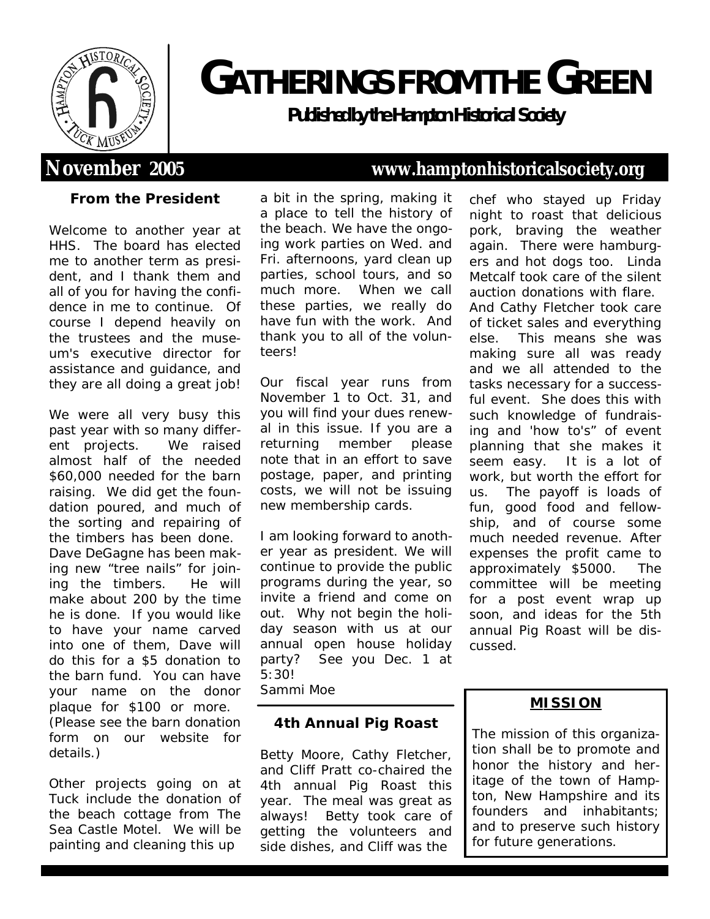# GATHERINGS FROM THE GREEN

**Published by the Hampton Historical Society**

**November 2005** **www.hamptonhistoricalsociety.org**

### From the President

Welcome to another year at HHS. The board has elected me to another term as president, and I thank them and all of you for having the confidence in me to continue. Of course I depend heavily on the trustees and the museum's executive director for assistance and guidance, and they are all doing a great job!

We were all very busy this past year with so many different projects. We raised almost half of the needed $60,000 needed for the barn raising. We did get the foundation poured, and much of the sorting and repairing of the timbers has been done. Dave DeGagne has been making new "tree nails" for joining the timbers. He will make about 200 by the time he is done. If you would like to have your name carved into one of them, Dave will do this for a $5 donation to the barn fund. You can have your name on the donor plaque for $100 or more. (Please see the barn donation form on our website for details.)

Other projects going on at Tuck include the donation of the beach cottage from The Sea Castle Motel. We will be painting and cleaning this up a bit in the spring, making it a place to tell the history of the beach. We have the ongoing work parties on Wed. and Fri. afternoons, yard clean up parties, school tours, and so much more. When we call these parties, we really do have fun with the work. And thank you to all of the volunteers!

Our fiscal year runs from November 1 to Oct. 31, and you will find your dues renewal in this issue. If you are a returning member please note that in an effort to save postage, paper, and printing costs, we will not be issuing new membership cards.

I am looking forward to another year as president. We will continue to provide the public programs during the year, so invite a friend and come on out. Why not begin the holiday season with us at our annual open house holiday party? See you Dec. 1 at 5:30!

Sammi Moe

### 4th Annual Pig Roast

Betty Moore, Cathy Fletcher, and Cliff Pratt co-chaired the 4th annual Pig Roast this year. The meal was great as always! Betty took care of getting the volunteers and side dishes, and Cliff was the chef who stayed up Friday night to roast that delicious pork, braving the weather again. There were hamburgers and hot dogs too. Linda Metcalf took care of the silent auction donations with flare. And Cathy Fletcher took care of ticket sales and everything else. This means she was making sure all was ready and we all attended to the tasks necessary for a successful event. She does this with such knowledge of fundraising and 'how to's" of event planning that she makes it seem easy. It is a lot of work, but worth the effort for us. The payoff is loads of fun, good food and fellowship, and of course some much needed revenue. After expenses the profit came to approximately $5000. The committee will be meeting for a post event wrap up soon, and ideas for the 5th annual Pig Roast will be discussed.

### MISSION

The mission of this organization shall be to promote and honor the history and heritage of the town of Hampton, New Hampshire and its founders and inhabitants; and to preserve such history for future generations.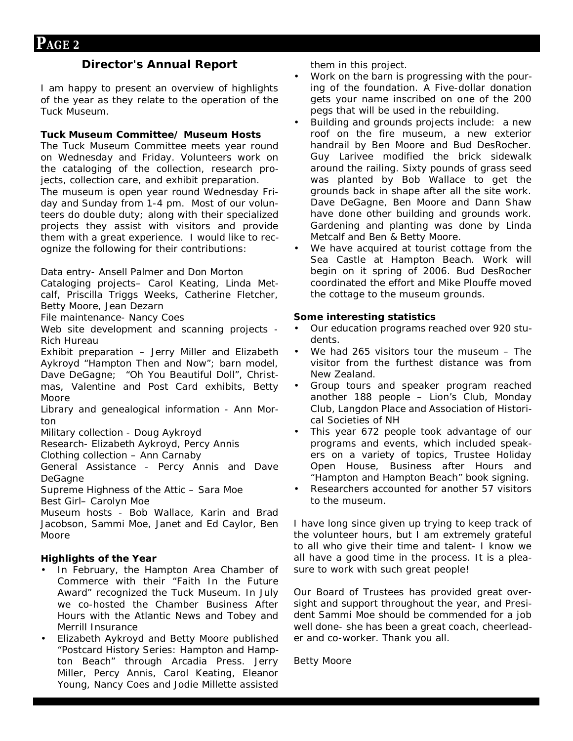## Director's Annual Report

I am happy to present an overview of highlights of the year as they relate to the operation of the Tuck Museum.

**Tuck Museum Committee/ Museum Hosts**

The Tuck Museum Committee meets year round on Wednesday and Friday. Volunteers work on the cataloging of the collection, research projects, collection care, and exhibit preparation.

The museum is open year round Wednesday Friday and Sunday from 1-4 pm. Most of our volunteers do double duty; along with their specialized projects they assist with visitors and provide them with a great experience. I would like to recognize the following for their contributions:

Data entry- Ansell Palmer and Don Morton

Cataloging projects– Carol Keating, Linda Metcalf, Priscilla Triggs Weeks, Catherine Fletcher, Betty Moore, Jean Dezarn

File maintenance- Nancy Coes

Web site development and scanning projects - Rich Hureau

Exhibit preparation – Jerry Miller and Elizabeth Aykroyd "Hampton Then and Now"; barn model, Dave DeGagne; "Oh You Beautiful Doll", Christmas, Valentine and Post Card exhibits, Betty Moore

Library and genealogical information - Ann Morton

Military collection - Doug Aykroyd

Research- Elizabeth Aykroyd, Percy Annis

Clothing collection – Ann Carnaby

General Assistance - Percy Annis and Dave DeGagne

Supreme Highness of the Attic – Sara Moe

Best Girl– Carolyn Moe

Museum hosts - Bob Wallace, Karin and Brad Jacobson, Sammi Moe, Janet and Ed Caylor, Ben Moore

**Highlights of the Year**

- In February, the Hampton Area Chamber of Commerce with their "Faith In the Future Award" recognized the Tuck Museum. In July we co-hosted the Chamber Business After Hours with the Atlantic News and Tobey and Merrill Insurance
- Elizabeth Aykroyd and Betty Moore published "Postcard History Series: Hampton and Hampton Beach" through Arcadia Press. Jerry Miller, Percy Annis, Carol Keating, Eleanor Young, Nancy Coes and Jodie Millette assisted them in this project.
- Work on the barn is progressing with the pouring of the foundation. A Five-dollar donation gets your name inscribed on one of the 200 pegs that will be used in the rebuilding.
- Building and grounds projects include: a new roof on the fire museum, a new exterior handrail by Ben Moore and Bud DesRocher. Guy Larivee modified the brick sidewalk around the railing. Sixty pounds of grass seed was planted by Bob Wallace to get the grounds back in shape after all the site work. Dave DeGagne, Ben Moore and Dann Shaw have done other building and grounds work. Gardening and planting was done by Linda Metcalf and Ben & Betty Moore.
- We have acquired at tourist cottage from the Sea Castle at Hampton Beach. Work will begin on it spring of 2006. Bud DesRocher coordinated the effort and Mike Plouffe moved the cottage to the museum grounds.

**Some interesting statistics**

- Our education programs reached over 920 students.
- We had 265 visitors tour the museum – The visitor from the furthest distance was from New Zealand.
- Group tours and speaker program reached another 188 people – Lion's Club, Monday Club, Langdon Place and Association of Historical Societies of NH
- This year 672 people took advantage of our programs and events, which included speakers on a variety of topics, Trustee Holiday Open House, Business after Hours and "Hampton and Hampton Beach" book signing.
- Researchers accounted for another 57 visitors to the museum.

I have long since given up trying to keep track of the volunteer hours, but I am extremely grateful to all who give their time and talent- I know we all have a good time in the process. It is a pleasure to work with such great people!

Our Board of Trustees has provided great oversight and support throughout the year, and President Sammi Moe should be commended for a job well done- she has been a great coach, cheerleader and co-worker. Thank you all.

Betty Moore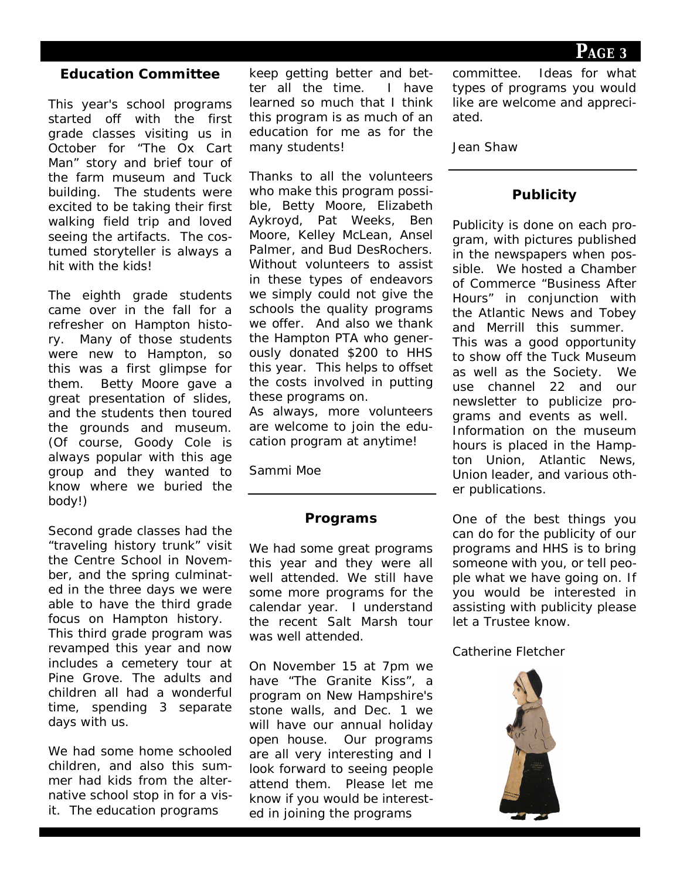### Education Committee

This year's school programs started off with the first grade classes visiting us in October for "The Ox Cart Man" story and brief tour of the farm museum and Tuck building. The students were excited to be taking their first walking field trip and loved seeing the artifacts. The costumed storyteller is always a hit with the kids!

The eighth grade students came over in the fall for a refresher on Hampton history. Many of those students were new to Hampton, so this was a first glimpse for them. Betty Moore gave a great presentation of slides, and the students then toured the grounds and museum. (Of course, Goody Cole is always popular with this age group and they wanted to know where we buried the body!)

Second grade classes had the "traveling history trunk" visit the Centre School in November, and the spring culminated in the three days we were able to have the third grade focus on Hampton history. This third grade program was revamped this year and now includes a cemetery tour at Pine Grove. The adults and children all had a wonderful time, spending 3 separate days with us.

We had some home schooled children, and also this summer had kids from the alternative school stop in for a visit. The education programs keep getting better and better all the time. I have learned so much that I think this program is as much of an education for me as for the many students!

Thanks to all the volunteers who make this program possible, Betty Moore, Elizabeth Aykroyd, Pat Weeks, Ben Moore, Kelley McLean, Ansel Palmer, and Bud DesRochers. Without volunteers to assist in these types of endeavors we simply could not give the schools the quality programs we offer. And also we thank the Hampton PTA who generously donated $200 to HHS this year. This helps to offset the costs involved in putting these programs on.
As always, more volunteers are welcome to join the education program at anytime!

Sammi Moe

---

### Programs

We had some great programs this year and they were all well attended. We still have some more programs for the calendar year. I understand the recent Salt Marsh tour was well attended.

On November 15 at 7pm we have "The Granite Kiss", a program on New Hampshire's stone walls, and Dec. 1 we will have our annual holiday open house. Our programs are all very interesting and I look forward to seeing people attend them. Please let me know if you would be interested in joining the programs committee. Ideas for what types of programs you would like are welcome and appreciated.

Jean Shaw

---

### Publicity

Publicity is done on each program, with pictures published in the newspapers when possible. We hosted a Chamber of Commerce "Business After Hours" in conjunction with the Atlantic News and Tobey and Merrill this summer. This was a good opportunity to show off the Tuck Museum as well as the Society. We use channel 22 and our newsletter to publicize programs and events as well. Information on the museum hours is placed in the Hampton Union, Atlantic News, Union leader, and various other publications.

One of the best things you can do for the publicity of our programs and HHS is to bring someone with you, or tell people what we have going on. If you would be interested in assisting with publicity please let a Trustee know.

Catherine Fletcher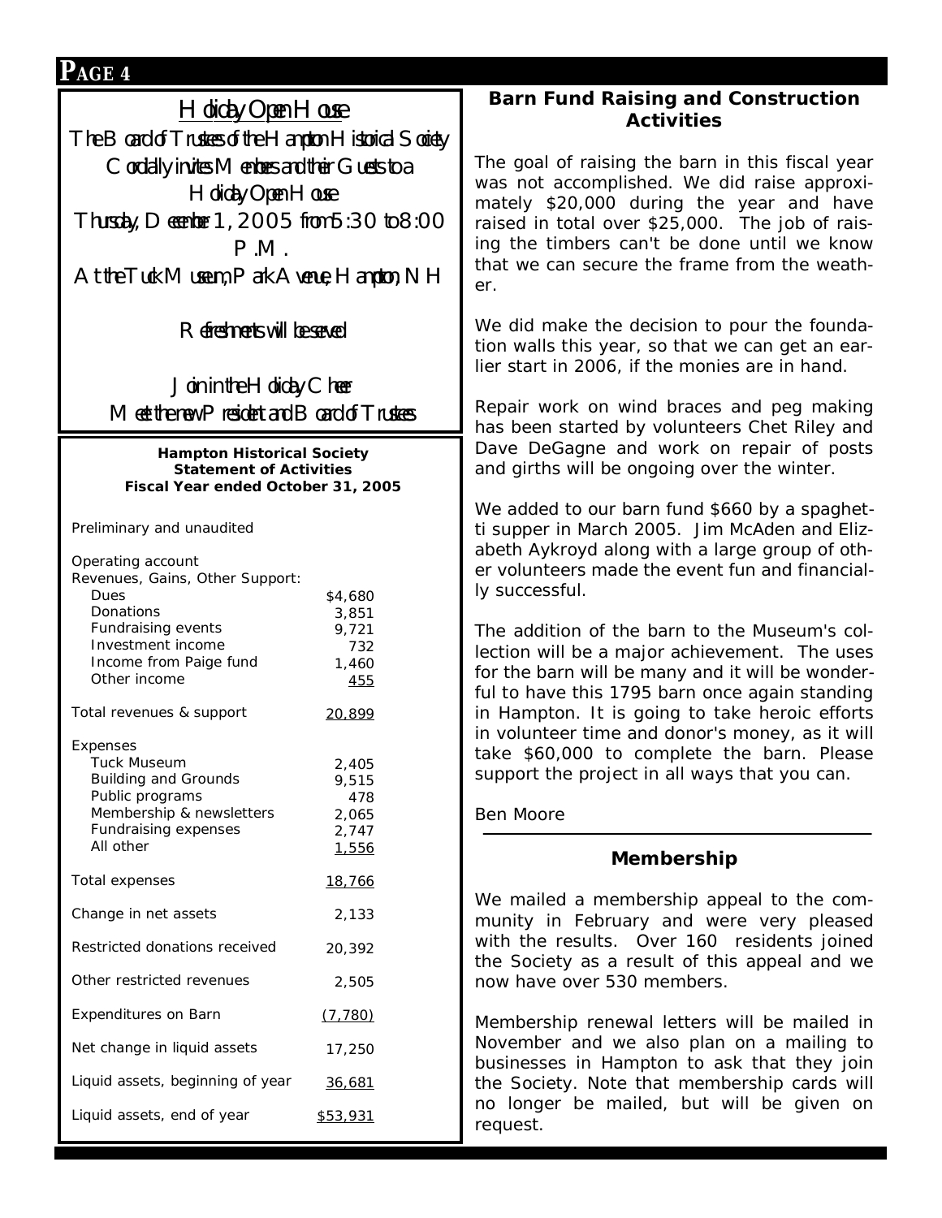## Holiday Open House

The Board of Trustees of the Hampton Historical Society
Cordially invites Members and their Guests to a
Holiday Open House
Thursday, December 1, 2005 from 5:30 to 8:00 P.M.
At the Tuck Museum, Park Avenue, Hampton, NH

Refreshments will be served

Join in the Holiday Cheer
Meet the new President and Board of Trustees

**Hampton Historical Society**
**Statement of Activities**
**Fiscal Year ended October 31, 2005**

Preliminary and unaudited

| | |
|---|---|
| **Operating account** | |
| **Revenues, Gains, Other Support:** | |
| Dues | $4,680 |
| Donations | 3,851 |
| Fundraising events | 9,721 |
| Investment income | 732 |
| Income from Paige fund | 1,460 |
| Other income | 455 |
| Total revenues & support | 20,899 |
| **Expenses** | |
| Tuck Museum | 2,405 |
| Building and Grounds | 9,515 |
| Public programs | 478 |
| Membership & newsletters | 2,065 |
| Fundraising expenses | 2,747 |
| All other | 1,556 |
| Total expenses | 18,766 |
| Change in net assets | 2,133 |
| Restricted donations received | 20,392 |
| Other restricted revenues | 2,505 |
| Expenditures on Barn | (7,780) |
| Net change in liquid assets | 17,250 |
| Liquid assets, beginning of year | 36,681 |
| Liquid assets, end of year | $53,931 |

## Barn Fund Raising and Construction Activities

The goal of raising the barn in this fiscal year was not accomplished. We did raise approximately $20,000 during the year and have raised in total over $25,000. The job of raising the timbers can't be done until we know that we can secure the frame from the weather.

We did make the decision to pour the foundation walls this year, so that we can get an earlier start in 2006, if the monies are in hand.

Repair work on wind braces and peg making has been started by volunteers Chet Riley and Dave DeGagne and work on repair of posts and girths will be ongoing over the winter.

We added to our barn fund $660 by a spaghetti supper in March 2005. Jim McAden and Elizabeth Aykroyd along with a large group of other volunteers made the event fun and financially successful.

The addition of the barn to the Museum's collection will be a major achievement. The uses for the barn will be many and it will be wonderful to have this 1795 barn once again standing in Hampton. It is going to take heroic efforts in volunteer time and donor's money, as it will take $60,000 to complete the barn. Please support the project in all ways that you can.

Ben Moore

## Membership

We mailed a membership appeal to the community in February and were very pleased with the results. Over 160 residents joined the Society as a result of this appeal and we now have over 530 members.

Membership renewal letters will be mailed in November and we also plan on a mailing to businesses in Hampton to ask that they join the Society. Note that membership cards will no longer be mailed, but will be given on request.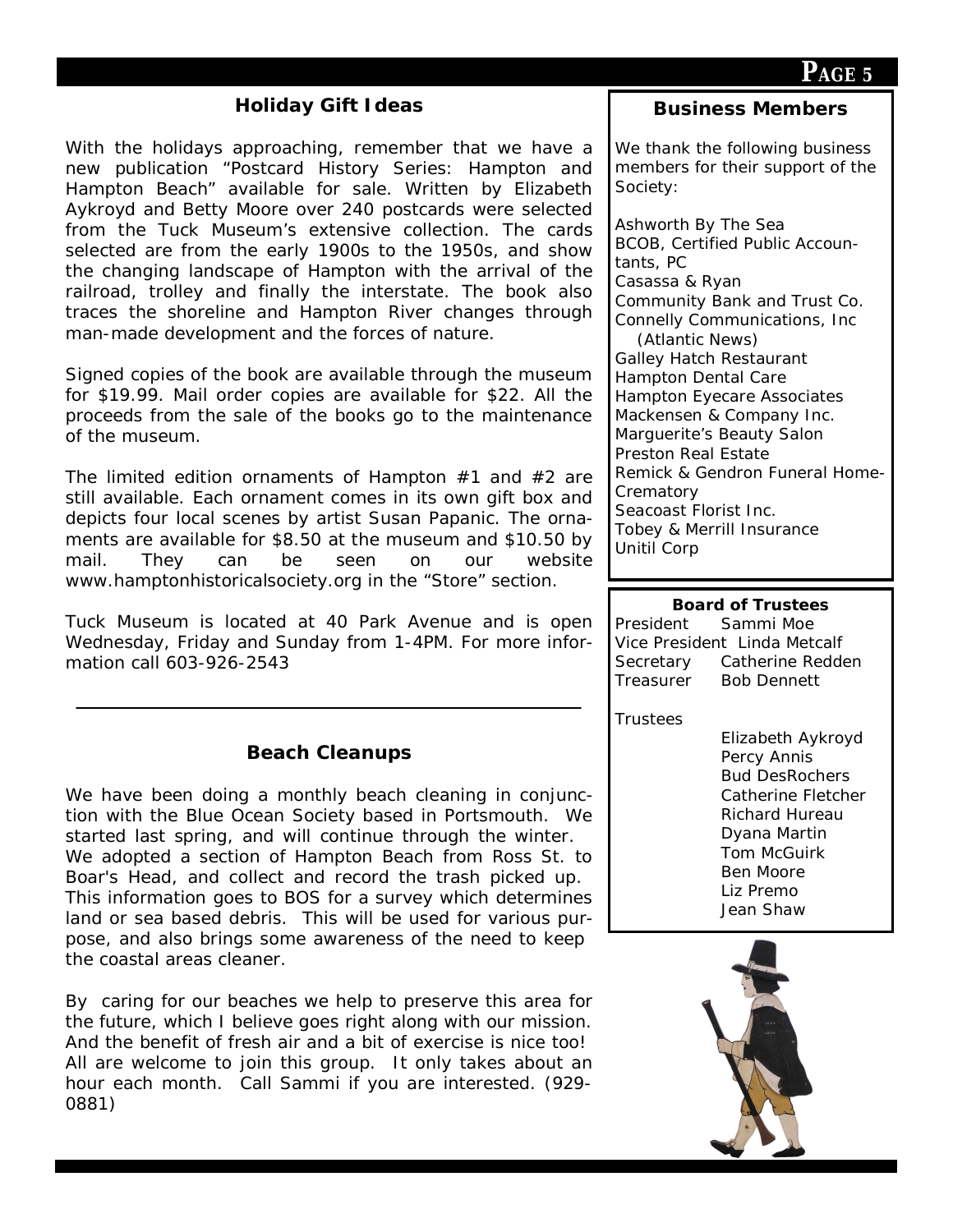## Holiday Gift Ideas

With the holidays approaching, remember that we have a new publication "Postcard History Series: Hampton and Hampton Beach" available for sale. Written by Elizabeth Aykroyd and Betty Moore over 240 postcards were selected from the Tuck Museum's extensive collection. The cards selected are from the early 1900s to the 1950s, and show the changing landscape of Hampton with the arrival of the railroad, trolley and finally the interstate. The book also traces the shoreline and Hampton River changes through man-made development and the forces of nature.

Signed copies of the book are available through the museum for $19.99. Mail order copies are available for $22. All the proceeds from the sale of the books go to the maintenance of the museum.

The limited edition ornaments of Hampton #1 and #2 are still available. Each ornament comes in its own gift box and depicts four local scenes by artist Susan Papanic. The ornaments are available for $8.50 at the museum and $10.50 by mail. They can be seen on our website www.hamptonhistoricalsociety.org in the "Store" section.

Tuck Museum is located at 40 Park Avenue and is open Wednesday, Friday and Sunday from 1-4PM. For more information call 603-926-2543

---

## Beach Cleanups

We have been doing a monthly beach cleaning in conjunction with the Blue Ocean Society based in Portsmouth. We started last spring, and will continue through the winter. We adopted a section of Hampton Beach from Ross St. to Boar's Head, and collect and record the trash picked up. This information goes to BOS for a survey which determines land or sea based debris. This will be used for various purpose, and also brings some awareness of the need to keep the coastal areas cleaner.

By caring for our beaches we help to preserve this area for the future, which I believe goes right along with our mission. And the benefit of fresh air and a bit of exercise is nice too! All are welcome to join this group. It only takes about an hour each month. Call Sammi if you are interested. (929-0881)

## Business Members

We thank the following business members for their support of the Society:

Ashworth By The Sea
BCOB, Certified Public Accountants, PC
Casassa & Ryan
Community Bank and Trust Co.
Connelly Communications, Inc (Atlantic News)
Galley Hatch Restaurant
Hampton Dental Care
Hampton Eyecare Associates
Mackensen & Company Inc.
Marguerite's Beauty Salon
Preston Real Estate
Remick & Gendron Funeral Home-Crematory
Seacoast Florist Inc.
Tobey & Merrill Insurance
Unitil Corp

## Board of Trustees

President Sammi Moe
Vice President Linda Metcalf
Secretary Catherine Redden
Treasurer Bob Dennett

Trustees

Elizabeth Aykroyd
Percy Annis
Bud DesRochers
Catherine Fletcher
Richard Hureau
Dyana Martin
Tom McGuirk
Ben Moore
Liz Premo
Jean Shaw